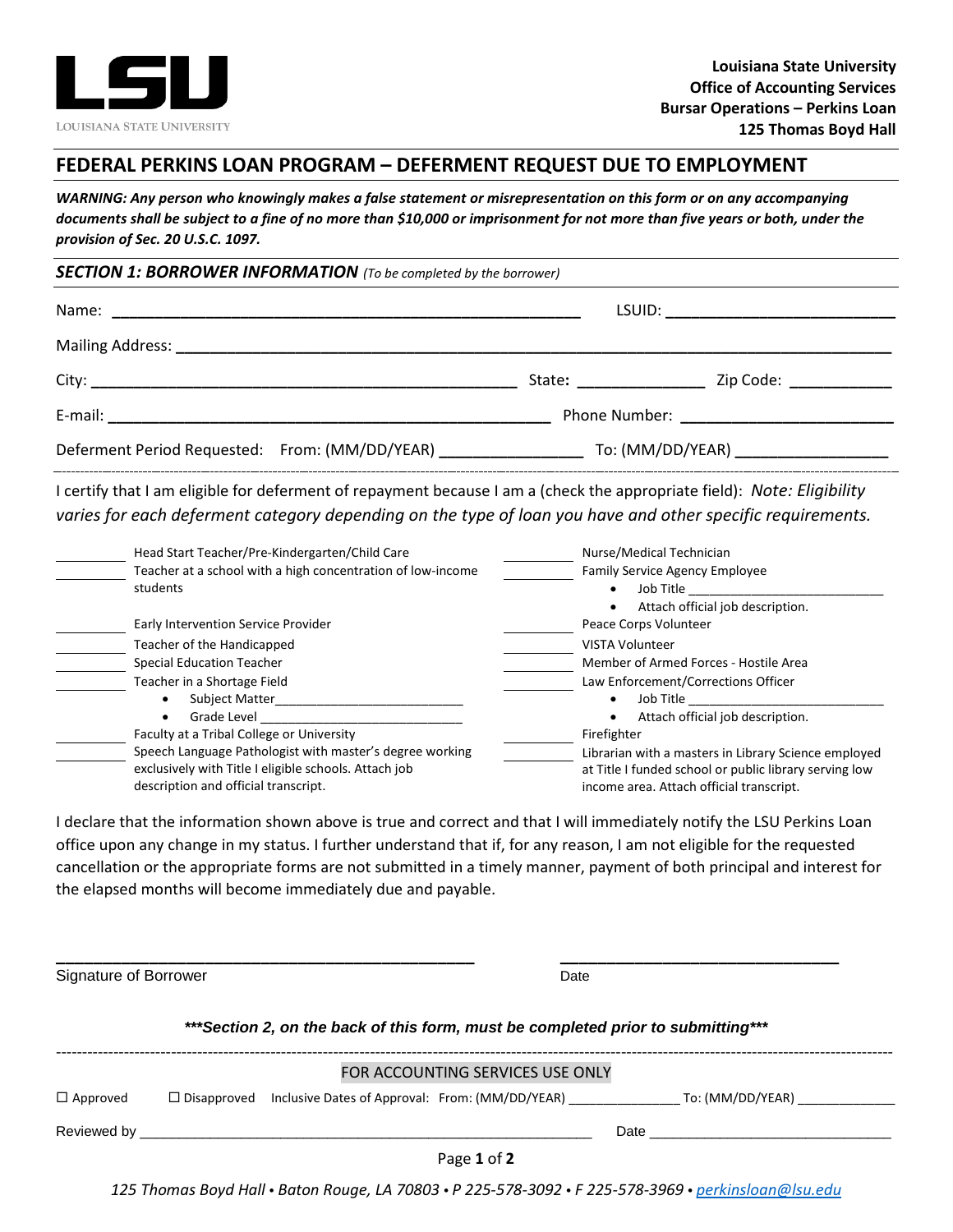LSU
LOUISIANA STATE UNIVERSITY

**Louisiana State University**
**Office of Accounting Services**
**Bursar Operations – Perkins Loan**
**125 Thomas Boyd Hall**

# FEDERAL PERKINS LOAN PROGRAM – DEFERMENT REQUEST DUE TO EMPLOYMENT

***WARNING: Any person who knowingly makes a false statement or misrepresentation on this form or on any accompanying documents shall be subject to a fine of no more than $10,000 or imprisonment for not more than five years or both, under the provision of Sec. 20 U.S.C. 1097.***

## *SECTION 1: BORROWER INFORMATION* *(To be completed by the borrower)*

Name: ______________________________ LSUID: ______________________

Mailing Address: ____________________________________________

City: ______________________________ State: ____________ Zip Code: __________

E-mail: ______________________________ Phone Number: ______________________

Deferment Period Requested: From: (MM/DD/YEAR) ______________ To: (MM/DD/YEAR) ______________

I certify that I am eligible for deferment of repayment because I am a (check the appropriate field): *Note: Eligibility varies for each deferment category depending on the type of loan you have and other specific requirements.*

_______ Head Start Teacher/Pre-Kindergarten/Child Care

_______ Teacher at a school with a high concentration of low-income students

_______ Early Intervention Service Provider

_______ Teacher of the Handicapped

_______ Special Education Teacher

_______ Teacher in a Shortage Field
- Subject Matter______________________
- Grade Level ______________________

_______ Faculty at a Tribal College or University

_______ Speech Language Pathologist with master's degree working exclusively with Title I eligible schools. Attach job description and official transcript.

_______ Nurse/Medical Technician

_______ Family Service Agency Employee
- Job Title ______________________
- Attach official job description.

_______ Peace Corps Volunteer

_______ VISTA Volunteer

_______ Member of Armed Forces - Hostile Area

_______ Law Enforcement/Corrections Officer
- Job Title ______________________
- Attach official job description.

_______ Firefighter

_______ Librarian with a masters in Library Science employed at Title I funded school or public library serving low income area. Attach official transcript.

I declare that the information shown above is true and correct and that I will immediately notify the LSU Perkins Loan office upon any change in my status. I further understand that if, for any reason, I am not eligible for the requested cancellation or the appropriate forms are not submitted in a timely manner, payment of both principal and interest for the elapsed months will become immediately due and payable.

______________________________ ______________________
Signature of Borrower Date

***\*\*\*Section 2, on the back of this form, must be completed prior to submitting\*\*\****

FOR ACCOUNTING SERVICES USE ONLY

☐ Approved ☐ Disapproved Inclusive Dates of Approval: From: (MM/DD/YEAR) ____________ To: (MM/DD/YEAR) ____________

Reviewed by ______________________________ Date ______________________

*125 Thomas Boyd Hall • Baton Rouge, LA 70803 • P 225-578-3092 • F 225-578-3969 • perkinsloan@lsu.edu*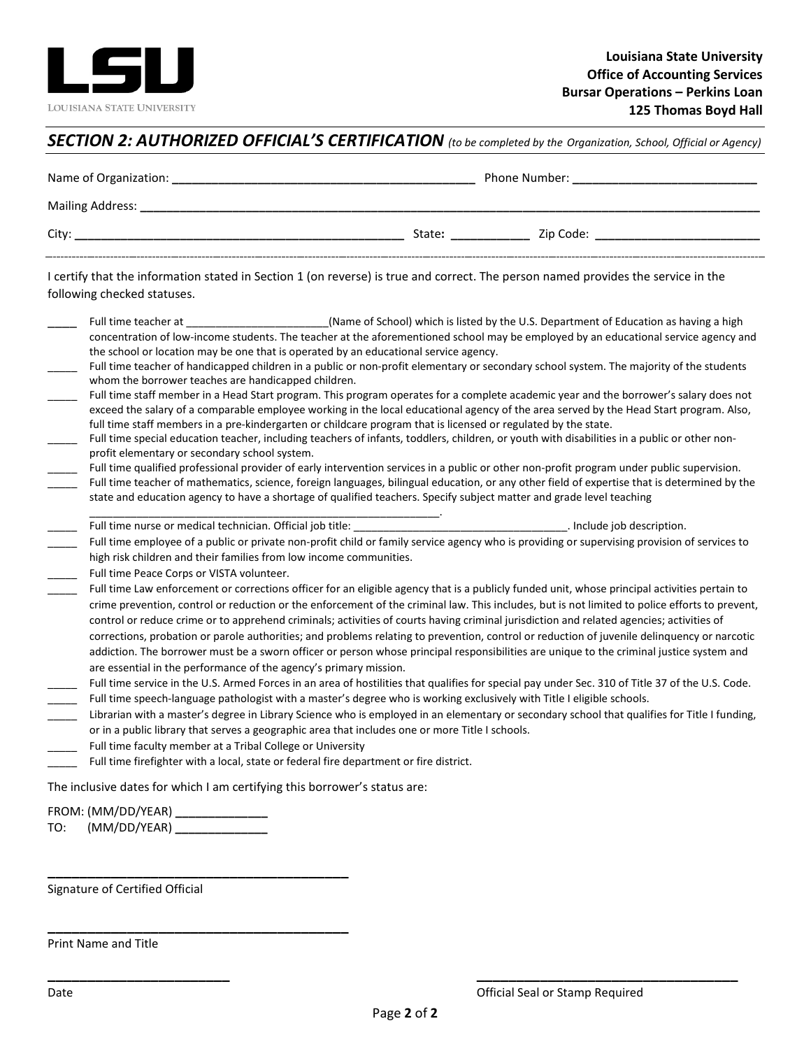LSU
LOUISIANA STATE UNIVERSITY

**Louisiana State University**
**Office of Accounting Services**
**Bursar Operations – Perkins Loan**
**125 Thomas Boyd Hall**

## *SECTION 2: AUTHORIZED OFFICIAL'S CERTIFICATION* *(to be completed by the Organization, School, Official or Agency)*

Name of Organization: ____________________________________________ Phone Number: ___________________________

Mailing Address: ___________________________________________________________________________________________

City: _________________________________________________ State: ___________ Zip Code: _________________________

I certify that the information stated in Section 1 (on reverse) is true and correct. The person named provides the service in the following checked statuses.

_____ Full time teacher at _______________________(Name of School) which is listed by the U.S. Department of Education as having a high concentration of low-income students. The teacher at the aforementioned school may be employed by an educational service agency and the school or location may be one that is operated by an educational service agency.

_____ Full time teacher of handicapped children in a public or non-profit elementary or secondary school system. The majority of the students whom the borrower teaches are handicapped children.

_____ Full time staff member in a Head Start program. This program operates for a complete academic year and the borrower's salary does not exceed the salary of a comparable employee working in the local educational agency of the area served by the Head Start program. Also, full time staff members in a pre-kindergarten or childcare program that is licensed or regulated by the state.

_____ Full time special education teacher, including teachers of infants, toddlers, children, or youth with disabilities in a public or other non-profit elementary or secondary school system.

_____ Full time qualified professional provider of early intervention services in a public or other non-profit program under public supervision.

_____ Full time teacher of mathematics, science, foreign languages, bilingual education, or any other field of expertise that is determined by the state and education agency to have a shortage of qualified teachers. Specify subject matter and grade level teaching ___________________________________________________________.

_____ Full time nurse or medical technician. Official job title: ____________________________________. Include job description.

_____ Full time employee of a public or private non-profit child or family service agency who is providing or supervising provision of services to high risk children and their families from low income communities.

_____ Full time Peace Corps or VISTA volunteer.

_____ Full time Law enforcement or corrections officer for an eligible agency that is a publicly funded unit, whose principal activities pertain to crime prevention, control or reduction or the enforcement of the criminal law. This includes, but is not limited to police efforts to prevent, control or reduce crime or to apprehend criminals; activities of courts having criminal jurisdiction and related agencies; activities of corrections, probation or parole authorities; and problems relating to prevention, control or reduction of juvenile delinquency or narcotic addiction. The borrower must be a sworn officer or person whose principal responsibilities are unique to the criminal justice system and are essential in the performance of the agency's primary mission.

_____ Full time service in the U.S. Armed Forces in an area of hostilities that qualifies for special pay under Sec. 310 of Title 37 of the U.S. Code.

_____ Full time speech-language pathologist with a master's degree who is working exclusively with Title I eligible schools.

_____ Librarian with a master's degree in Library Science who is employed in an elementary or secondary school that qualifies for Title I funding, or in a public library that serves a geographic area that includes one or more Title I schools.

_____ Full time faculty member at a Tribal College or University

_____ Full time firefighter with a local, state or federal fire department or fire district.

The inclusive dates for which I am certifying this borrower's status are:

FROM: (MM/DD/YEAR) _____________
TO: (MM/DD/YEAR) _____________

____________________________________________
Signature of Certified Official

____________________________________________
Print Name and Title

__________________________
Date

______________________________________
Official Seal or Stamp Required